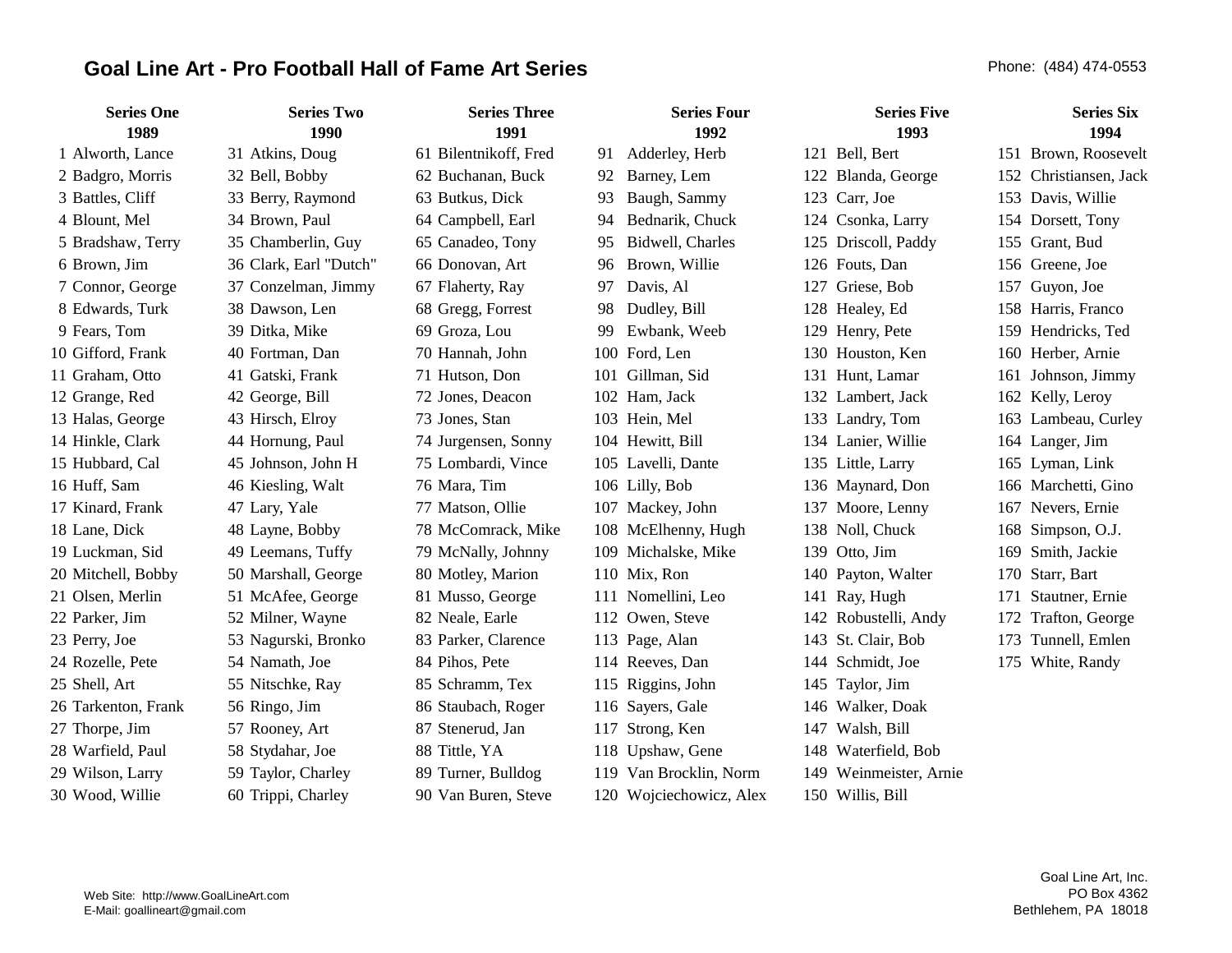## Goal Line Art - Pro Football Hall of Fame Art Series

Phone: (484) 474-0553

| Series One 1989 | Series Two 1990 | Series Three 1991 | Series Four 1992 | Series Five 1993 | Series Six 1994 |
|---|---|---|---|---|---|
| 1 Alworth, Lance | 31 Atkins, Doug | 61 Bilentnikoff, Fred | 91 Adderley, Herb | 121 Bell, Bert | 151 Brown, Roosevelt |
| 2 Badgro, Morris | 32 Bell, Bobby | 62 Buchanan, Buck | 92 Barney, Lem | 122 Blanda, George | 152 Christiansen, Jack |
| 3 Battles, Cliff | 33 Berry, Raymond | 63 Butkus, Dick | 93 Baugh, Sammy | 123 Carr, Joe | 153 Davis, Willie |
| 4 Blount, Mel | 34 Brown, Paul | 64 Campbell, Earl | 94 Bednarik, Chuck | 124 Csonka, Larry | 154 Dorsett, Tony |
| 5 Bradshaw, Terry | 35 Chamberlin, Guy | 65 Canadeo, Tony | 95 Bidwell, Charles | 125 Driscoll, Paddy | 155 Grant, Bud |
| 6 Brown, Jim | 36 Clark, Earl "Dutch" | 66 Donovan, Art | 96 Brown, Willie | 126 Fouts, Dan | 156 Greene, Joe |
| 7 Connor, George | 37 Conzelman, Jimmy | 67 Flaherty, Ray | 97 Davis, Al | 127 Griese, Bob | 157 Guyon, Joe |
| 8 Edwards, Turk | 38 Dawson, Len | 68 Gregg, Forrest | 98 Dudley, Bill | 128 Healey, Ed | 158 Harris, Franco |
| 9 Fears, Tom | 39 Ditka, Mike | 69 Groza, Lou | 99 Ewbank, Weeb | 129 Henry, Pete | 159 Hendricks, Ted |
| 10 Gifford, Frank | 40 Fortman, Dan | 70 Hannah, John | 100 Ford, Len | 130 Houston, Ken | 160 Herber, Arnie |
| 11 Graham, Otto | 41 Gatski, Frank | 71 Hutson, Don | 101 Gillman, Sid | 131 Hunt, Lamar | 161 Johnson, Jimmy |
| 12 Grange, Red | 42 George, Bill | 72 Jones, Deacon | 102 Ham, Jack | 132 Lambert, Jack | 162 Kelly, Leroy |
| 13 Halas, George | 43 Hirsch, Elroy | 73 Jones, Stan | 103 Hein, Mel | 133 Landry, Tom | 163 Lambeau, Curley |
| 14 Hinkle, Clark | 44 Hornung, Paul | 74 Jurgensen, Sonny | 104 Hewitt, Bill | 134 Lanier, Willie | 164 Langer, Jim |
| 15 Hubbard, Cal | 45 Johnson, John H | 75 Lombardi, Vince | 105 Lavelli, Dante | 135 Little, Larry | 165 Lyman, Link |
| 16 Huff, Sam | 46 Kiesling, Walt | 76 Mara, Tim | 106 Lilly, Bob | 136 Maynard, Don | 166 Marchetti, Gino |
| 17 Kinard, Frank | 47 Lary, Yale | 77 Matson, Ollie | 107 Mackey, John | 137 Moore, Lenny | 167 Nevers, Ernie |
| 18 Lane, Dick | 48 Layne, Bobby | 78 McComrack, Mike | 108 McElhenny, Hugh | 138 Noll, Chuck | 168 Simpson, O.J. |
| 19 Luckman, Sid | 49 Leemans, Tuffy | 79 McNally, Johnny | 109 Michalske, Mike | 139 Otto, Jim | 169 Smith, Jackie |
| 20 Mitchell, Bobby | 50 Marshall, George | 80 Motley, Marion | 110 Mix, Ron | 140 Payton, Walter | 170 Starr, Bart |
| 21 Olsen, Merlin | 51 McAfee, George | 81 Musso, George | 111 Nomellini, Leo | 141 Ray, Hugh | 171 Stautner, Ernie |
| 22 Parker, Jim | 52 Milner, Wayne | 82 Neale, Earle | 112 Owen, Steve | 142 Robustelli, Andy | 172 Trafton, George |
| 23 Perry, Joe | 53 Nagurski, Bronko | 83 Parker, Clarence | 113 Page, Alan | 143 St. Clair, Bob | 173 Tunnell, Emlen |
| 24 Rozelle, Pete | 54 Namath, Joe | 84 Pihos, Pete | 114 Reeves, Dan | 144 Schmidt, Joe | 175 White, Randy |
| 25 Shell, Art | 55 Nitschke, Ray | 85 Schramm, Tex | 115 Riggins, John | 145 Taylor, Jim | |
| 26 Tarkenton, Frank | 56 Ringo, Jim | 86 Staubach, Roger | 116 Sayers, Gale | 146 Walker, Doak | |
| 27 Thorpe, Jim | 57 Rooney, Art | 87 Stenerud, Jan | 117 Strong, Ken | 147 Walsh, Bill | |
| 28 Warfield, Paul | 58 Stydahar, Joe | 88 Tittle, YA | 118 Upshaw, Gene | 148 Waterfield, Bob | |
| 29 Wilson, Larry | 59 Taylor, Charley | 89 Turner, Bulldog | 119 Van Brocklin, Norm | 149 Weinmeister, Arnie | |
| 30 Wood, Willie | 60 Trippi, Charley | 90 Van Buren, Steve | 120 Wojciechowicz, Alex | 150 Willis, Bill | |

Web Site: http://www.GoalLineArt.com
E-Mail: goallineart@gmail.com

Goal Line Art, Inc.
PO Box 4362
Bethlehem, PA 18018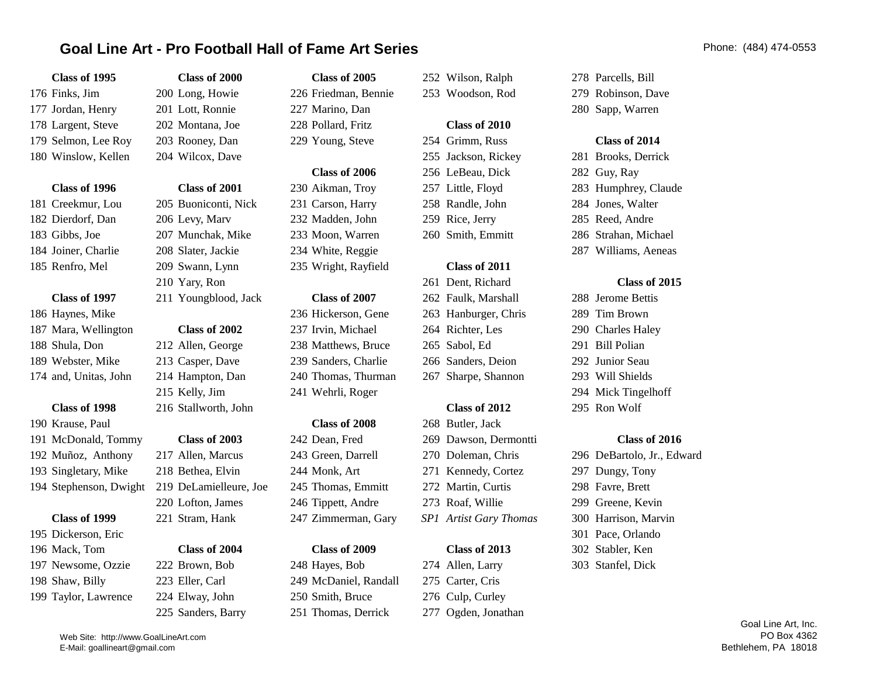## Goal Line Art - Pro Football Hall of Fame Art Series

Phone: (484) 474-0553

**Class of 1995**
176 Finks, Jim
177 Jordan, Henry
178 Largent, Steve
179 Selmon, Lee Roy
180 Winslow, Kellen

**Class of 1996**
181 Creekmur, Lou
182 Dierdorf, Dan
183 Gibbs, Joe
184 Joiner, Charlie
185 Renfro, Mel

**Class of 1997**
186 Haynes, Mike
187 Mara, Wellington
188 Shula, Don
189 Webster, Mike
174 and, Unitas, John

**Class of 1998**
190 Krause, Paul
191 McDonald, Tommy
192 Muñoz, Anthony
193 Singletary, Mike
194 Stephenson, Dwight

**Class of 1999**
195 Dickerson, Eric
196 Mack, Tom
197 Newsome, Ozzie
198 Shaw, Billy
199 Taylor, Lawrence

**Class of 2000**
200 Long, Howie
201 Lott, Ronnie
202 Montana, Joe
203 Rooney, Dan
204 Wilcox, Dave

**Class of 2001**
205 Buoniconti, Nick
206 Levy, Marv
207 Munchak, Mike
208 Slater, Jackie
209 Swann, Lynn
210 Yary, Ron
211 Youngblood, Jack

**Class of 2002**
212 Allen, George
213 Casper, Dave
214 Hampton, Dan
215 Kelly, Jim
216 Stallworth, John

**Class of 2003**
217 Allen, Marcus
218 Bethea, Elvin
219 DeLamielleure, Joe
220 Lofton, James
221 Stram, Hank

**Class of 2004**
222 Brown, Bob
223 Eller, Carl
224 Elway, John
225 Sanders, Barry

**Class of 2005**
226 Friedman, Bennie
227 Marino, Dan
228 Pollard, Fritz
229 Young, Steve

**Class of 2006**
230 Aikman, Troy
231 Carson, Harry
232 Madden, John
233 Moon, Warren
234 White, Reggie
235 Wright, Rayfield

**Class of 2007**
236 Hickerson, Gene
237 Irvin, Michael
238 Matthews, Bruce
239 Sanders, Charlie
240 Thomas, Thurman
241 Wehrli, Roger

**Class of 2008**
242 Dean, Fred
243 Green, Darrell
244 Monk, Art
245 Thomas, Emmitt
246 Tippett, Andre
247 Zimmerman, Gary

**Class of 2009**
248 Hayes, Bob
249 McDaniel, Randall
250 Smith, Bruce
251 Thomas, Derrick
252 Wilson, Ralph
253 Woodson, Rod

**Class of 2010**
254 Grimm, Russ
255 Jackson, Rickey
256 LeBeau, Dick
257 Little, Floyd
258 Randle, John
259 Rice, Jerry
260 Smith, Emmitt

**Class of 2011**
261 Dent, Richard
262 Faulk, Marshall
263 Hanburger, Chris
264 Richter, Les
265 Sabol, Ed
266 Sanders, Deion
267 Sharpe, Shannon

**Class of 2012**
268 Butler, Jack
269 Dawson, Dermontti
270 Doleman, Chris
271 Kennedy, Cortez
272 Martin, Curtis
273 Roaf, Willie
*SP1 Artist Gary Thomas*

**Class of 2013**
274 Allen, Larry
275 Carter, Cris
276 Culp, Curley
277 Ogden, Jonathan
278 Parcells, Bill
279 Robinson, Dave
280 Sapp, Warren

**Class of 2014**
281 Brooks, Derrick
282 Guy, Ray
283 Humphrey, Claude
284 Jones, Walter
285 Reed, Andre
286 Strahan, Michael
287 Williams, Aeneas

**Class of 2015**
288 Jerome Bettis
289 Tim Brown
290 Charles Haley
291 Bill Polian
292 Junior Seau
293 Will Shields
294 Mick Tingelhoff
295 Ron Wolf

**Class of 2016**
296 DeBartolo, Jr., Edward
297 Dungy, Tony
298 Favre, Brett
299 Greene, Kevin
300 Harrison, Marvin
301 Pace, Orlando
302 Stabler, Ken
303 Stanfel, Dick

Web Site: http://www.GoalLineArt.com
E-Mail: goallineart@gmail.com

Goal Line Art, Inc.
PO Box 4362
Bethlehem, PA 18018